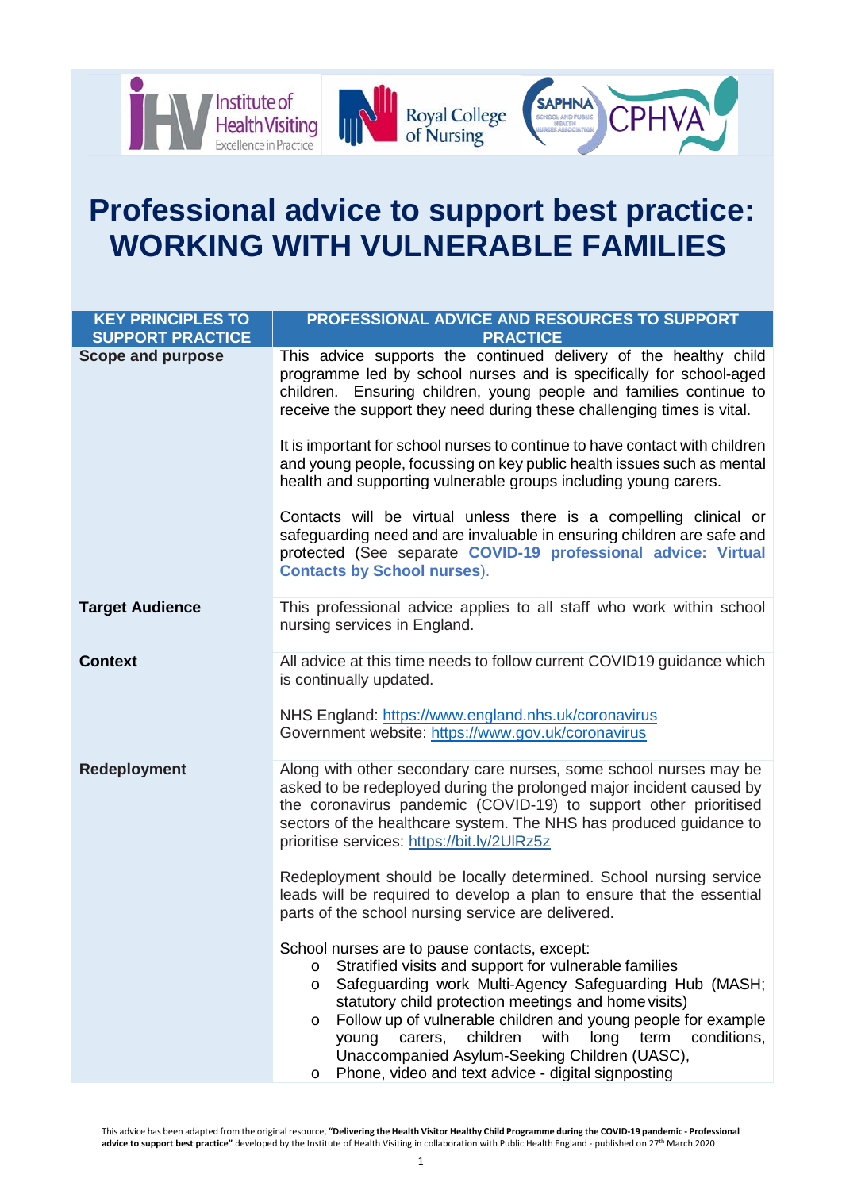# Professional advice to support best practice: WORKING WITH VULNERABLE FAMILIES

| KEY PRINCIPLES TO SUPPORT PRACTICE | PROFESSIONAL ADVICE AND RESOURCES TO SUPPORT PRACTICE |
|---|---|
| **Scope and purpose** | This advice supports the continued delivery of the healthy child programme led by school nurses and is specifically for school-aged children. Ensuring children, young people and families continue to receive the support they need during these challenging times is vital.<br><br>It is important for school nurses to continue to have contact with children and young people, focussing on key public health issues such as mental health and supporting vulnerable groups including young carers.<br><br>Contacts will be virtual unless there is a compelling clinical or safeguarding need and are invaluable in ensuring children are safe and protected (See separate **COVID-19 professional advice: Virtual Contacts by School nurses**). |
| **Target Audience** | This professional advice applies to all staff who work within school nursing services in England. |
| **Context** | All advice at this time needs to follow current COVID19 guidance which is continually updated.<br><br>NHS England: https://www.england.nhs.uk/coronavirus<br>Government website: https://www.gov.uk/coronavirus |
| **Redeployment** | Along with other secondary care nurses, some school nurses may be asked to be redeployed during the prolonged major incident caused by the coronavirus pandemic (COVID-19) to support other prioritised sectors of the healthcare system. The NHS has produced guidance to prioritise services: https://bit.ly/2UlRz5z<br><br>Redeployment should be locally determined. School nursing service leads will be required to develop a plan to ensure that the essential parts of the school nursing service are delivered.<br><br>School nurses are to pause contacts, except:<br>o Stratified visits and support for vulnerable families<br>o Safeguarding work Multi-Agency Safeguarding Hub (MASH; statutory child protection meetings and home visits)<br>o Follow up of vulnerable children and young people for example young carers, children with long term conditions, Unaccompanied Asylum-Seeking Children (UASC),<br>o Phone, video and text advice - digital signposting |

This advice has been adapted from the original resource, **"Delivering the Health Visitor Healthy Child Programme during the COVID-19 pandemic - Professional advice to support best practice"** developed by the Institute of Health Visiting in collaboration with Public Health England - published on 27th March 2020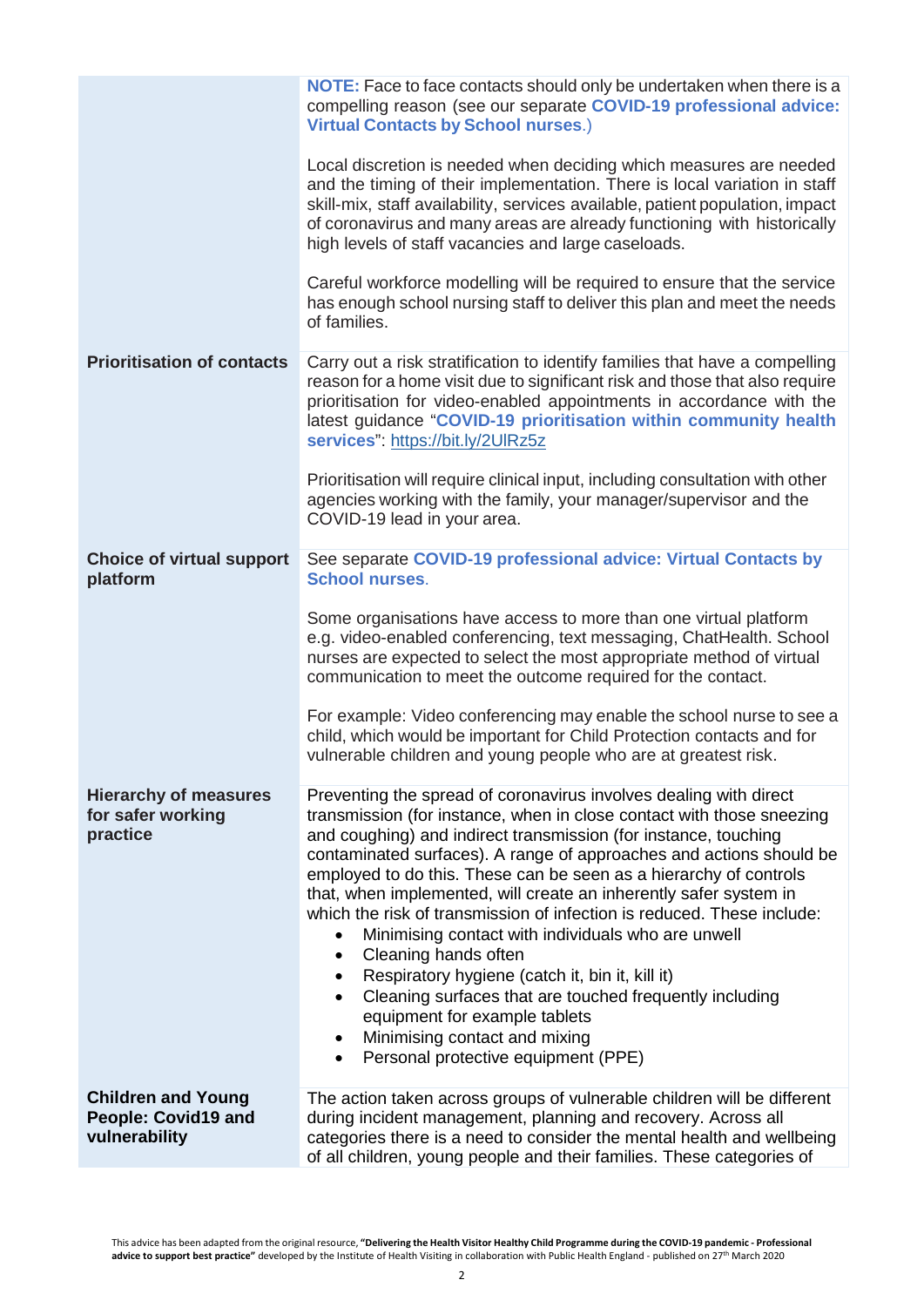| | |
|---|---|
| | **NOTE:** Face to face contacts should only be undertaken when there is a compelling reason (see our separate **COVID-19 professional advice: Virtual Contacts by School nurses**.)<br><br>Local discretion is needed when deciding which measures are needed and the timing of their implementation. There is local variation in staff skill-mix, staff availability, services available, patient population, impact of coronavirus and many areas are already functioning with historically high levels of staff vacancies and large caseloads.<br><br>Careful workforce modelling will be required to ensure that the service has enough school nursing staff to deliver this plan and meet the needs of families. |
| **Prioritisation of contacts** | Carry out a risk stratification to identify families that have a compelling reason for a home visit due to significant risk and those that also require prioritisation for video-enabled appointments in accordance with the latest guidance "**COVID-19 prioritisation within community health services**": https://bit.ly/2UlRz5z<br><br>Prioritisation will require clinical input, including consultation with other agencies working with the family, your manager/supervisor and the COVID-19 lead in your area. |
| **Choice of virtual support platform** | See separate **COVID-19 professional advice: Virtual Contacts by School nurses**.<br><br>Some organisations have access to more than one virtual platform e.g. video-enabled conferencing, text messaging, ChatHealth. School nurses are expected to select the most appropriate method of virtual communication to meet the outcome required for the contact.<br><br>For example: Video conferencing may enable the school nurse to see a child, which would be important for Child Protection contacts and for vulnerable children and young people who are at greatest risk. |
| **Hierarchy of measures for safer working practice** | Preventing the spread of coronavirus involves dealing with direct transmission (for instance, when in close contact with those sneezing and coughing) and indirect transmission (for instance, touching contaminated surfaces). A range of approaches and actions should be employed to do this. These can be seen as a hierarchy of controls that, when implemented, will create an inherently safer system in which the risk of transmission of infection is reduced. These include:<br>• Minimising contact with individuals who are unwell<br>• Cleaning hands often<br>• Respiratory hygiene (catch it, bin it, kill it)<br>• Cleaning surfaces that are touched frequently including equipment for example tablets<br>• Minimising contact and mixing<br>• Personal protective equipment (PPE) |
| **Children and Young People: Covid19 and vulnerability** | The action taken across groups of vulnerable children will be different during incident management, planning and recovery. Across all categories there is a need to consider the mental health and wellbeing of all children, young people and their families. These categories of |

This advice has been adapted from the original resource, **"Delivering the Health Visitor Healthy Child Programme during the COVID-19 pandemic - Professional advice to support best practice"** developed by the Institute of Health Visiting in collaboration with Public Health England - published on 27th March 2020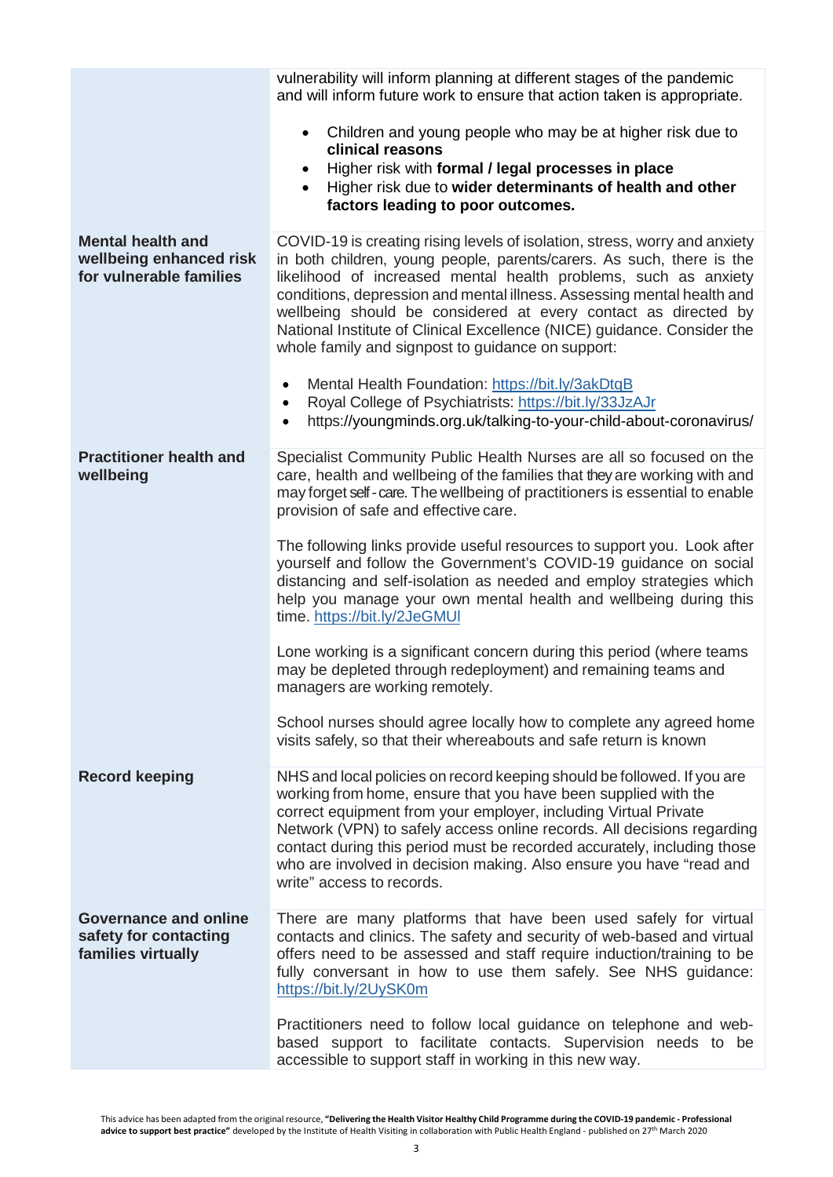| | |
|---|---|
| | vulnerability will inform planning at different stages of the pandemic and will inform future work to ensure that action taken is appropriate.<br><br>• Children and young people who may be at higher risk due to **clinical reasons**<br>• Higher risk with **formal / legal processes in place**<br>• Higher risk due to **wider determinants of health and other factors leading to poor outcomes.** |
| **Mental health and wellbeing enhanced risk for vulnerable families** | COVID-19 is creating rising levels of isolation, stress, worry and anxiety in both children, young people, parents/carers. As such, there is the likelihood of increased mental health problems, such as anxiety conditions, depression and mental illness. Assessing mental health and wellbeing should be considered at every contact as directed by National Institute of Clinical Excellence (NICE) guidance. Consider the whole family and signpost to guidance on support:<br><br>• Mental Health Foundation: https://bit.ly/3akDtqB<br>• Royal College of Psychiatrists: https://bit.ly/33JzAJr<br>• https://youngminds.org.uk/talking-to-your-child-about-coronavirus/ |
| **Practitioner health and wellbeing** | Specialist Community Public Health Nurses are all so focused on the care, health and wellbeing of the families that they are working with and may forget self-care. The wellbeing of practitioners is essential to enable provision of safe and effective care.<br><br>The following links provide useful resources to support you. Look after yourself and follow the Government's COVID-19 guidance on social distancing and self-isolation as needed and employ strategies which help you manage your own mental health and wellbeing during this time. https://bit.ly/2JeGMUl<br><br>Lone working is a significant concern during this period (where teams may be depleted through redeployment) and remaining teams and managers are working remotely.<br><br>School nurses should agree locally how to complete any agreed home visits safely, so that their whereabouts and safe return is known |
| **Record keeping** | NHS and local policies on record keeping should be followed. If you are working from home, ensure that you have been supplied with the correct equipment from your employer, including Virtual Private Network (VPN) to safely access online records. All decisions regarding contact during this period must be recorded accurately, including those who are involved in decision making. Also ensure you have "read and write" access to records. |
| **Governance and online safety for contacting families virtually** | There are many platforms that have been used safely for virtual contacts and clinics. The safety and security of web-based and virtual offers need to be assessed and staff require induction/training to be fully conversant in how to use them safely. See NHS guidance: https://bit.ly/2UySK0m<br><br>Practitioners need to follow local guidance on telephone and web-based support to facilitate contacts. Supervision needs to be accessible to support staff in working in this new way. |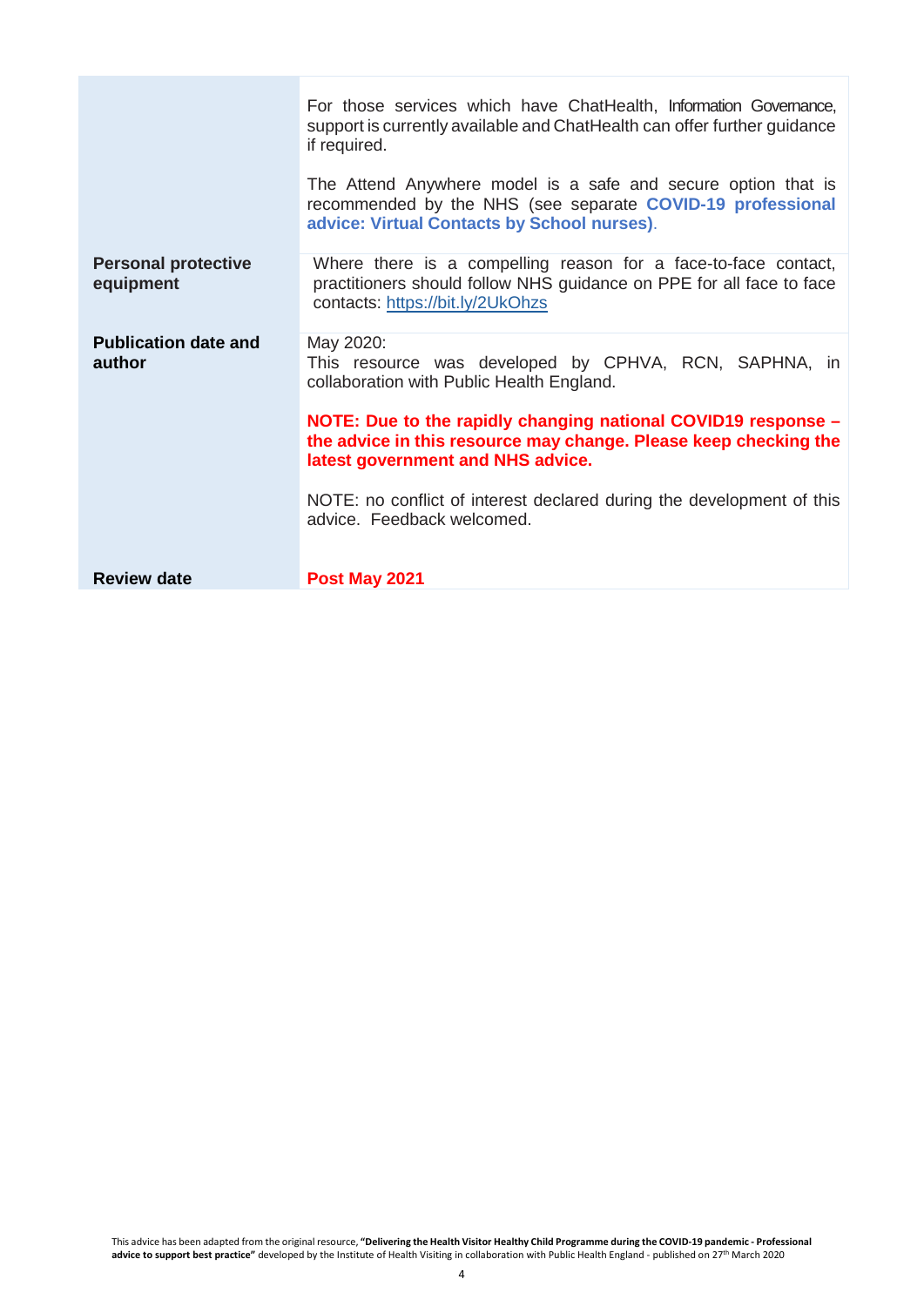| | |
|---|---|
| | For those services which have ChatHealth, Information Governance, support is currently available and ChatHealth can offer further guidance if required.<br><br>The Attend Anywhere model is a safe and secure option that is recommended by the NHS (see separate **COVID-19 professional advice: Virtual Contacts by School nurses)**. |
| **Personal protective equipment** | Where there is a compelling reason for a face-to-face contact, practitioners should follow NHS guidance on PPE for all face to face contacts: https://bit.ly/2UkOhzs |
| **Publication date and author** | May 2020:<br>This resource was developed by CPHVA, RCN, SAPHNA, in collaboration with Public Health England.<br><br>**NOTE: Due to the rapidly changing national COVID19 response – the advice in this resource may change. Please keep checking the latest government and NHS advice.**<br><br>NOTE: no conflict of interest declared during the development of this advice. Feedback welcomed. |
| **Review date** | **Post May 2021** |

This advice has been adapted from the original resource, **"Delivering the Health Visitor Healthy Child Programme during the COVID-19 pandemic - Professional advice to support best practice"** developed by the Institute of Health Visiting in collaboration with Public Health England - published on 27th March 2020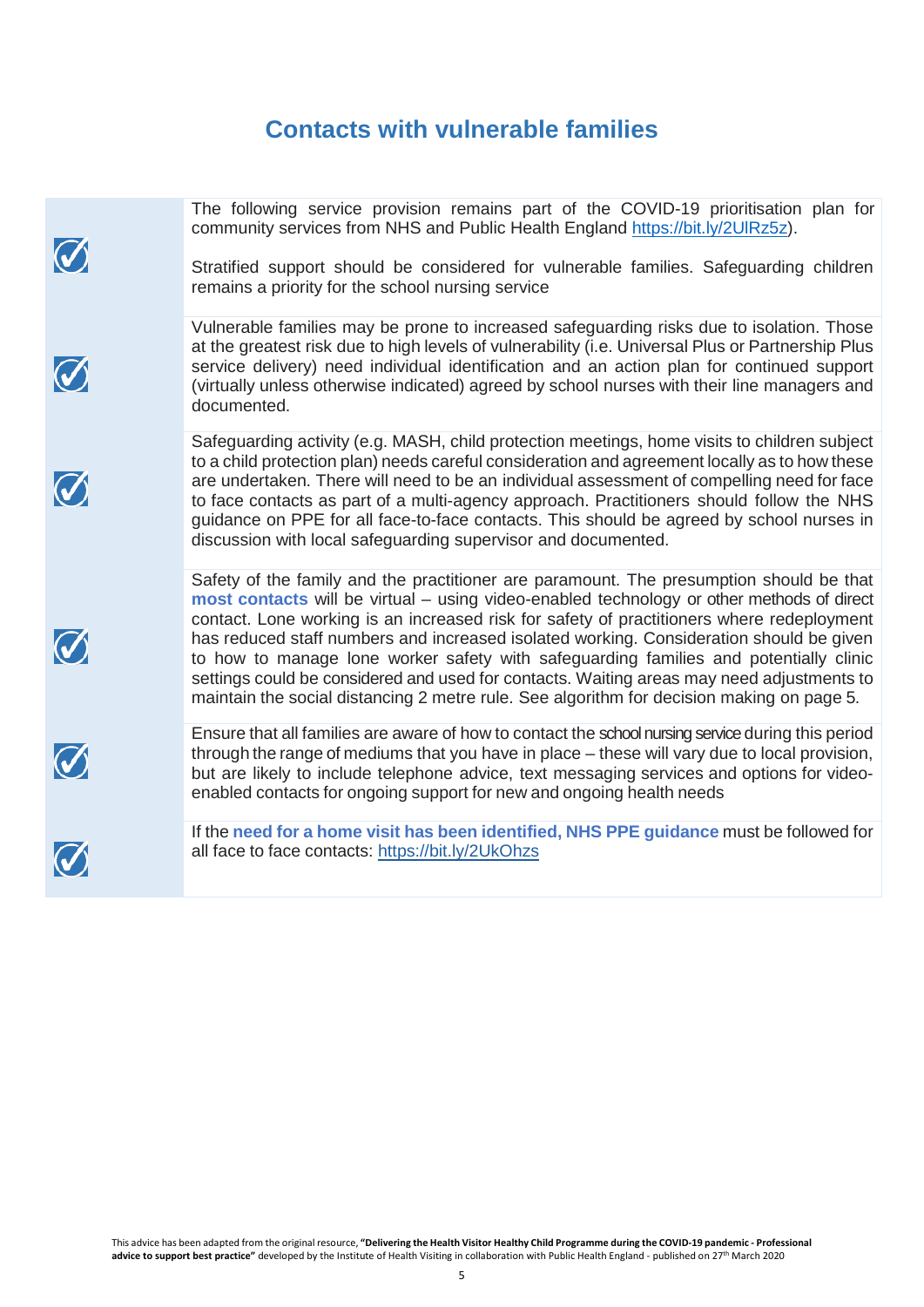# Contacts with vulnerable families

The following service provision remains part of the COVID-19 prioritisation plan for community services from NHS and Public Health England https://bit.ly/2UlRz5z).

Stratified support should be considered for vulnerable families. Safeguarding children remains a priority for the school nursing service

Vulnerable families may be prone to increased safeguarding risks due to isolation. Those at the greatest risk due to high levels of vulnerability (i.e. Universal Plus or Partnership Plus service delivery) need individual identification and an action plan for continued support (virtually unless otherwise indicated) agreed by school nurses with their line managers and documented.

Safeguarding activity (e.g. MASH, child protection meetings, home visits to children subject to a child protection plan) needs careful consideration and agreement locally as to how these are undertaken. There will need to be an individual assessment of compelling need for face to face contacts as part of a multi-agency approach. Practitioners should follow the NHS guidance on PPE for all face-to-face contacts. This should be agreed by school nurses in discussion with local safeguarding supervisor and documented.

Safety of the family and the practitioner are paramount. The presumption should be that **most contacts** will be virtual – using video-enabled technology or other methods of direct contact. Lone working is an increased risk for safety of practitioners where redeployment has reduced staff numbers and increased isolated working. Consideration should be given to how to manage lone worker safety with safeguarding families and potentially clinic settings could be considered and used for contacts. Waiting areas may need adjustments to maintain the social distancing 2 metre rule. See algorithm for decision making on page 5.

Ensure that all families are aware of how to contact the school nursing service during this period through the range of mediums that you have in place – these will vary due to local provision, but are likely to include telephone advice, text messaging services and options for video-enabled contacts for ongoing support for new and ongoing health needs

If the **need for a home visit has been identified, NHS PPE guidance** must be followed for all face to face contacts: https://bit.ly/2UkOhzs

This advice has been adapted from the original resource, **"Delivering the Health Visitor Healthy Child Programme during the COVID-19 pandemic - Professional advice to support best practice"** developed by the Institute of Health Visiting in collaboration with Public Health England - published on 27th March 2020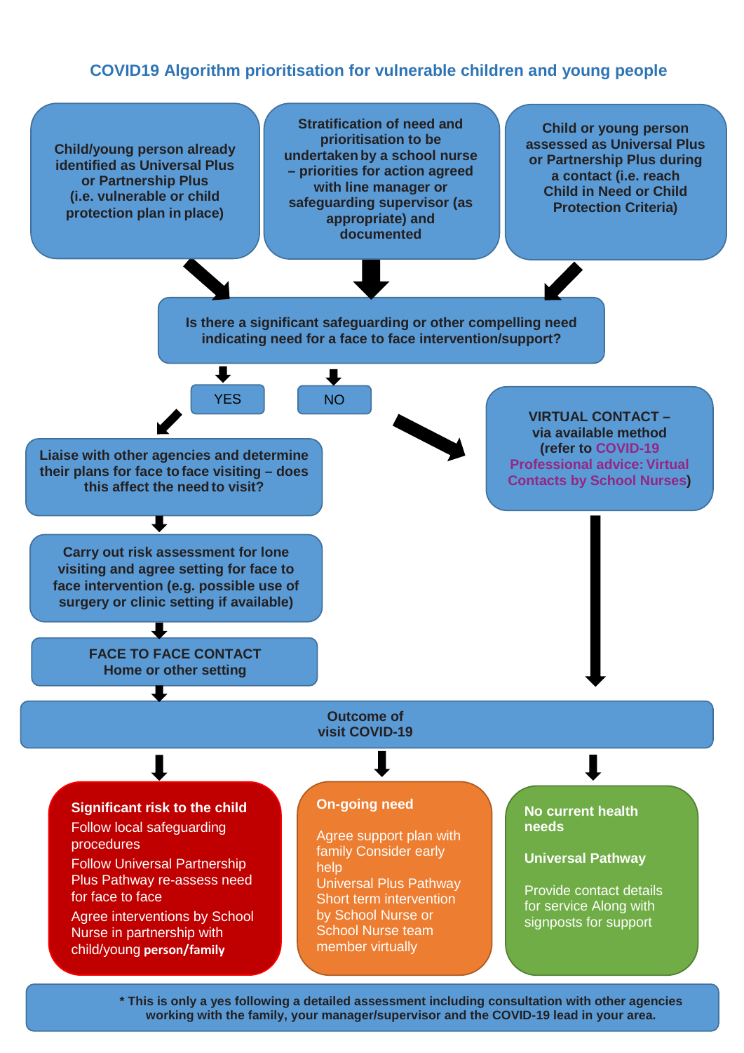## COVID19 Algorithm prioritisation for vulnerable children and young people

**Child/young person already identified as Universal Plus or Partnership Plus (i.e. vulnerable or child protection plan in place)**

**Stratification of need and prioritisation to be undertaken by a school nurse – priorities for action agreed with line manager or safeguarding supervisor (as appropriate) and documented**

**Child or young person assessed as Universal Plus or Partnership Plus during a contact (i.e. reach Child in Need or Child Protection Criteria)**

**Is there a significant safeguarding or other compelling need indicating need for a face to face intervention/support?**

YES

NO

**VIRTUAL CONTACT – via available method (refer to COVID-19 Professional advice: Virtual Contacts by School Nurses)**

**Liaise with other agencies and determine their plans for face to face visiting – does this affect the need to visit?**

**Carry out risk assessment for lone visiting and agree setting for face to face intervention (e.g. possible use of surgery or clinic setting if available)**

**FACE TO FACE CONTACT**
**Home or other setting**

**Outcome of visit COVID-19**

**Significant risk to the child**
Follow local safeguarding procedures
Follow Universal Partnership Plus Pathway re-assess need for face to face
Agree interventions by School Nurse in partnership with child/young **person/family**

**On-going need**
Agree support plan with family Consider early help
Universal Plus Pathway Short term intervention by School Nurse or School Nurse team member virtually

**No current health needs**
**Universal Pathway**
Provide contact details for service Along with signposts for support

**\* This is only a yes following a detailed assessment including consultation with other agencies working with the family, your manager/supervisor and the COVID-19 lead in your area.**